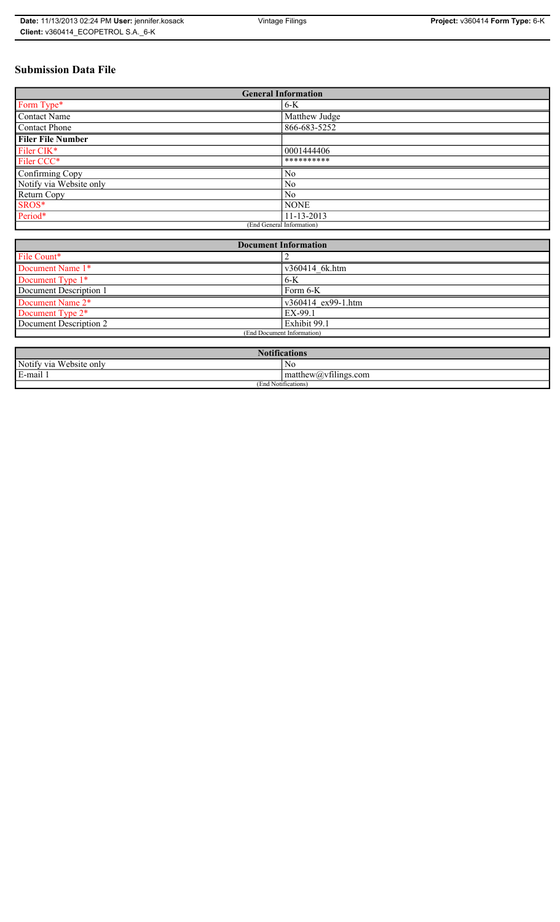# Submission Data File

| General Information | |
|---|---|
| Form Type* | 6-K |
| Contact Name | Matthew Judge |
| Contact Phone | 866-683-5252 |
| **Filer File Number** | |
| Filer CIK* | 0001444406 |
| Filer CCC* | ********** |
| Confirming Copy | No |
| Notify via Website only | No |
| Return Copy | No |
| SROS* | NONE |
| Period* | 11-13-2013 |
| (End General Information) | |

| Document Information | |
|---|---|
| File Count* | 2 |
| Document Name 1* | v360414_6k.htm |
| Document Type 1* | 6-K |
| Document Description 1 | Form 6-K |
| Document Name 2* | v360414_ex99-1.htm |
| Document Type 2* | EX-99.1 |
| Document Description 2 | Exhibit 99.1 |
| (End Document Information) | |

| Notifications | |
|---|---|
| Notify via Website only | No |
| E-mail 1 | matthew@vfilings.com |
| (End Notifications) | |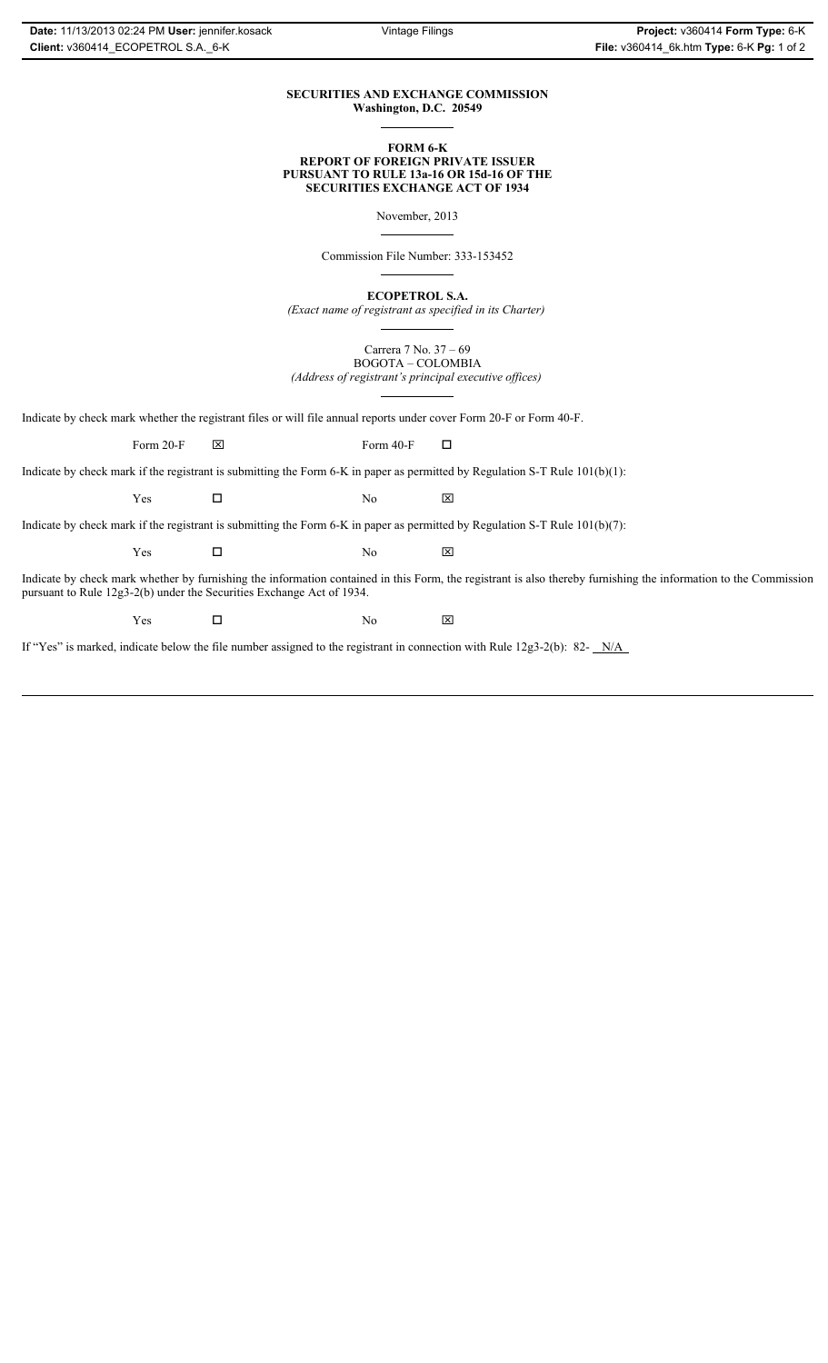**SECURITIES AND EXCHANGE COMMISSION**
**Washington, D.C. 20549**

**FORM 6-K**
**REPORT OF FOREIGN PRIVATE ISSUER**
**PURSUANT TO RULE 13a-16 OR 15d-16 OF THE**
**SECURITIES EXCHANGE ACT OF 1934**

November, 2013

Commission File Number: 333-153452

**ECOPETROL S.A.**
*(Exact name of registrant as specified in its Charter)*

Carrera 7 No. 37 – 69
BOGOTA – COLOMBIA
*(Address of registrant's principal executive offices)*

Indicate by check mark whether the registrant files or will file annual reports under cover Form 20-F or Form 40-F.

Form 20-F ☒ Form 40-F ☐

Indicate by check mark if the registrant is submitting the Form 6-K in paper as permitted by Regulation S-T Rule 101(b)(1):

Yes ☐ No ☒

Indicate by check mark if the registrant is submitting the Form 6-K in paper as permitted by Regulation S-T Rule 101(b)(7):

Yes ☐ No ☒

Indicate by check mark whether by furnishing the information contained in this Form, the registrant is also thereby furnishing the information to the Commission pursuant to Rule 12g3-2(b) under the Securities Exchange Act of 1934.

Yes ☐ No ☒

If "Yes" is marked, indicate below the file number assigned to the registrant in connection with Rule 12g3-2(b): 82- N/A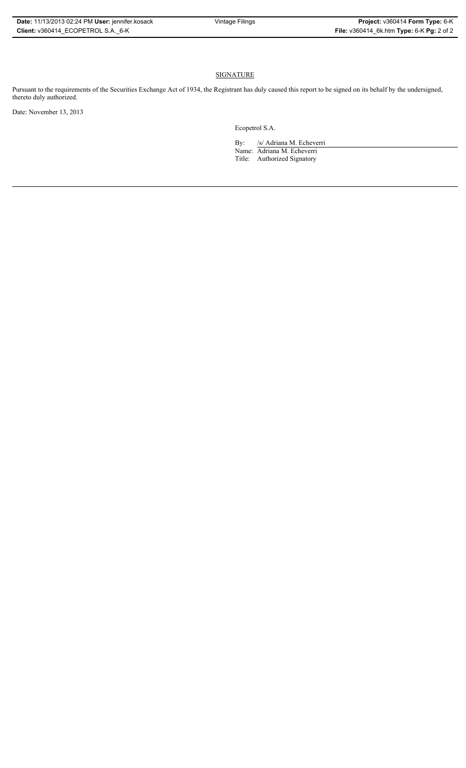## SIGNATURE

Pursuant to the requirements of the Securities Exchange Act of 1934, the Registrant has duly caused this report to be signed on its behalf by the undersigned, thereto duly authorized.

Date: November 13, 2013

Ecopetrol S.A.

By: /s/ Adriana M. Echeverri

Name: Adriana M. Echeverri

Title: Authorized Signatory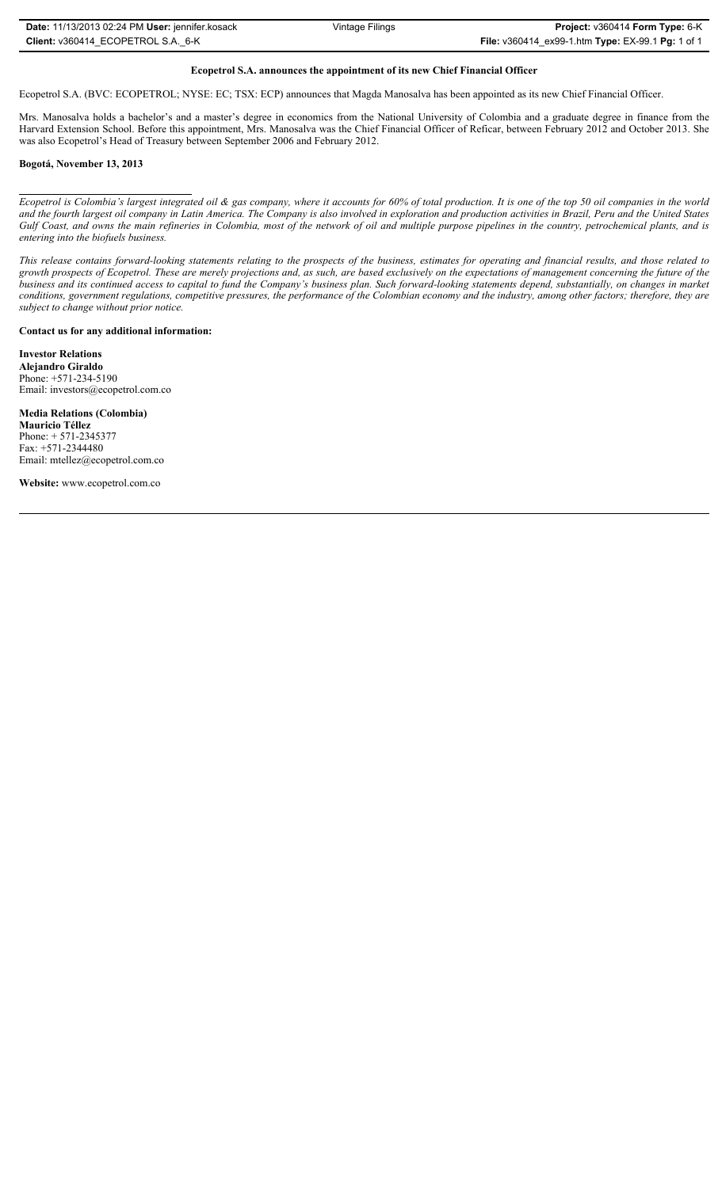**Ecopetrol S.A. announces the appointment of its new Chief Financial Officer**

Ecopetrol S.A. (BVC: ECOPETROL; NYSE: EC; TSX: ECP) announces that Magda Manosalva has been appointed as its new Chief Financial Officer.

Mrs. Manosalva holds a bachelor's and a master's degree in economics from the National University of Colombia and a graduate degree in finance from the Harvard Extension School. Before this appointment, Mrs. Manosalva was the Chief Financial Officer of Reficar, between February 2012 and October 2013. She was also Ecopetrol's Head of Treasury between September 2006 and February 2012.

**Bogotá, November 13, 2013**

---

*Ecopetrol is Colombia's largest integrated oil & gas company, where it accounts for 60% of total production. It is one of the top 50 oil companies in the world and the fourth largest oil company in Latin America. The Company is also involved in exploration and production activities in Brazil, Peru and the United States Gulf Coast, and owns the main refineries in Colombia, most of the network of oil and multiple purpose pipelines in the country, petrochemical plants, and is entering into the biofuels business.*

*This release contains forward-looking statements relating to the prospects of the business, estimates for operating and financial results, and those related to growth prospects of Ecopetrol. These are merely projections and, as such, are based exclusively on the expectations of management concerning the future of the business and its continued access to capital to fund the Company's business plan. Such forward-looking statements depend, substantially, on changes in market conditions, government regulations, competitive pressures, the performance of the Colombian economy and the industry, among other factors; therefore, they are subject to change without prior notice.*

**Contact us for any additional information:**

**Investor Relations**
**Alejandro Giraldo**
Phone: +571-234-5190
Email: investors@ecopetrol.com.co

**Media Relations (Colombia)**
**Mauricio Téllez**
Phone: + 571-2345377
Fax: +571-2344480
Email: mtellez@ecopetrol.com.co

**Website:** www.ecopetrol.com.co